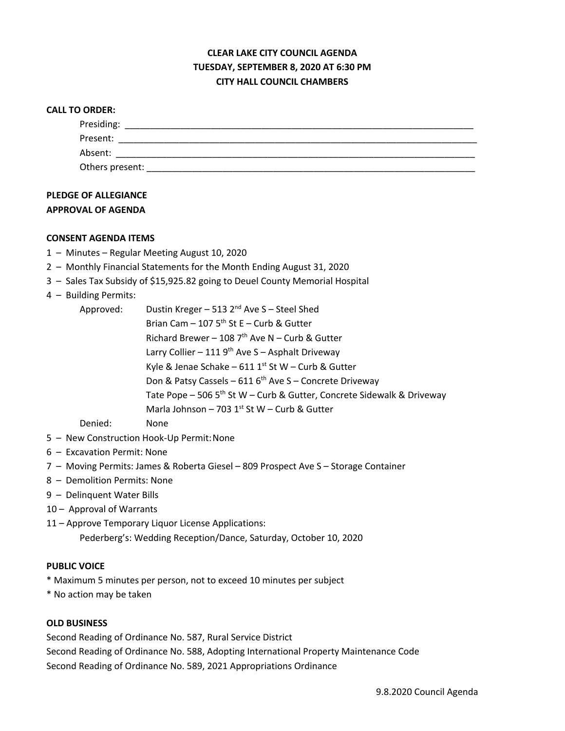# CLEAR LAKE CITY COUNCIL AGENDA
## TUESDAY, SEPTEMBER 8, 2020 AT 6:30 PM
## CITY HALL COUNCIL CHAMBERS

**CALL TO ORDER:**

Presiding: ______________________________________________________________________

Present: ________________________________________________________________________

Absent: _________________________________________________________________________

Others present: ___________________________________________________________________

**PLEDGE OF ALLEGIANCE**

**APPROVAL OF AGENDA**

**CONSENT AGENDA ITEMS**

1 – Minutes – Regular Meeting August 10, 2020

2 – Monthly Financial Statements for the Month Ending August 31, 2020

3 – Sales Tax Subsidy of $15,925.82 going to Deuel County Memorial Hospital

4 – Building Permits:

Approved:
- Dustin Kreger – 513 2nd Ave S – Steel Shed
- Brian Cam – 107 5th St E – Curb & Gutter
- Richard Brewer – 108 7th Ave N – Curb & Gutter
- Larry Collier – 111 9th Ave S – Asphalt Driveway
- Kyle & Jenae Schake – 611 1st St W – Curb & Gutter
- Don & Patsy Cassels – 611 6th Ave S – Concrete Driveway
- Tate Pope – 506 5th St W – Curb & Gutter, Concrete Sidewalk & Driveway
- Marla Johnson – 703 1st St W – Curb & Gutter

Denied: None

5 – New Construction Hook-Up Permit: None

6 – Excavation Permit: None

7 – Moving Permits: James & Roberta Giesel – 809 Prospect Ave S – Storage Container

8 – Demolition Permits: None

9 – Delinquent Water Bills

10 – Approval of Warrants

11 – Approve Temporary Liquor License Applications:

Pederberg's: Wedding Reception/Dance, Saturday, October 10, 2020

**PUBLIC VOICE**

* Maximum 5 minutes per person, not to exceed 10 minutes per subject
* No action may be taken

**OLD BUSINESS**

Second Reading of Ordinance No. 587, Rural Service District

Second Reading of Ordinance No. 588, Adopting International Property Maintenance Code

Second Reading of Ordinance No. 589, 2021 Appropriations Ordinance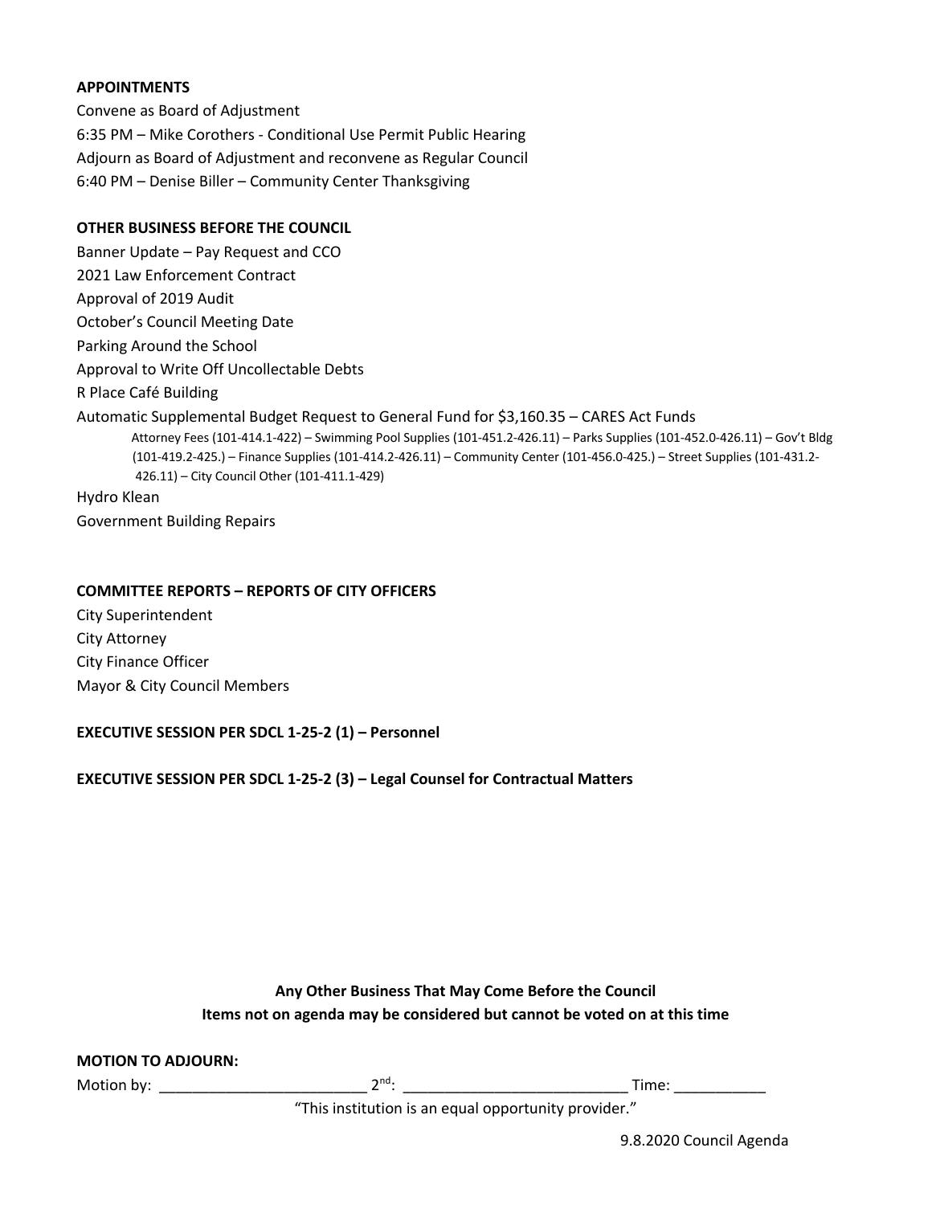**APPOINTMENTS**

Convene as Board of Adjustment

6:35 PM – Mike Corothers - Conditional Use Permit Public Hearing

Adjourn as Board of Adjustment and reconvene as Regular Council

6:40 PM – Denise Biller – Community Center Thanksgiving

**OTHER BUSINESS BEFORE THE COUNCIL**

Banner Update – Pay Request and CCO

2021 Law Enforcement Contract

Approval of 2019 Audit

October's Council Meeting Date

Parking Around the School

Approval to Write Off Uncollectable Debts

R Place Café Building

Automatic Supplemental Budget Request to General Fund for $3,160.35 – CARES Act Funds

Attorney Fees (101-414.1-422) – Swimming Pool Supplies (101-451.2-426.11) – Parks Supplies (101-452.0-426.11) – Gov't Bldg (101-419.2-425.) – Finance Supplies (101-414.2-426.11) – Community Center (101-456.0-425.) – Street Supplies (101-431.2-426.11) – City Council Other (101-411.1-429)

Hydro Klean

Government Building Repairs

**COMMITTEE REPORTS – REPORTS OF CITY OFFICERS**

City Superintendent

City Attorney

City Finance Officer

Mayor & City Council Members

**EXECUTIVE SESSION PER SDCL 1-25-2 (1) – Personnel**

**EXECUTIVE SESSION PER SDCL 1-25-2 (3) – Legal Counsel for Contractual Matters**

**Any Other Business That May Come Before the Council**

**Items not on agenda may be considered but cannot be voted on at this time**

**MOTION TO ADJOURN:**

Motion by: \_\_\_\_\_\_\_\_\_\_\_\_\_\_\_\_\_\_\_\_\_\_\_\_\_ 2nd: \_\_\_\_\_\_\_\_\_\_\_\_\_\_\_\_\_\_\_\_\_\_\_\_\_\_\_ Time: \_\_\_\_\_\_\_\_\_\_\_

"This institution is an equal opportunity provider."

9.8.2020 Council Agenda